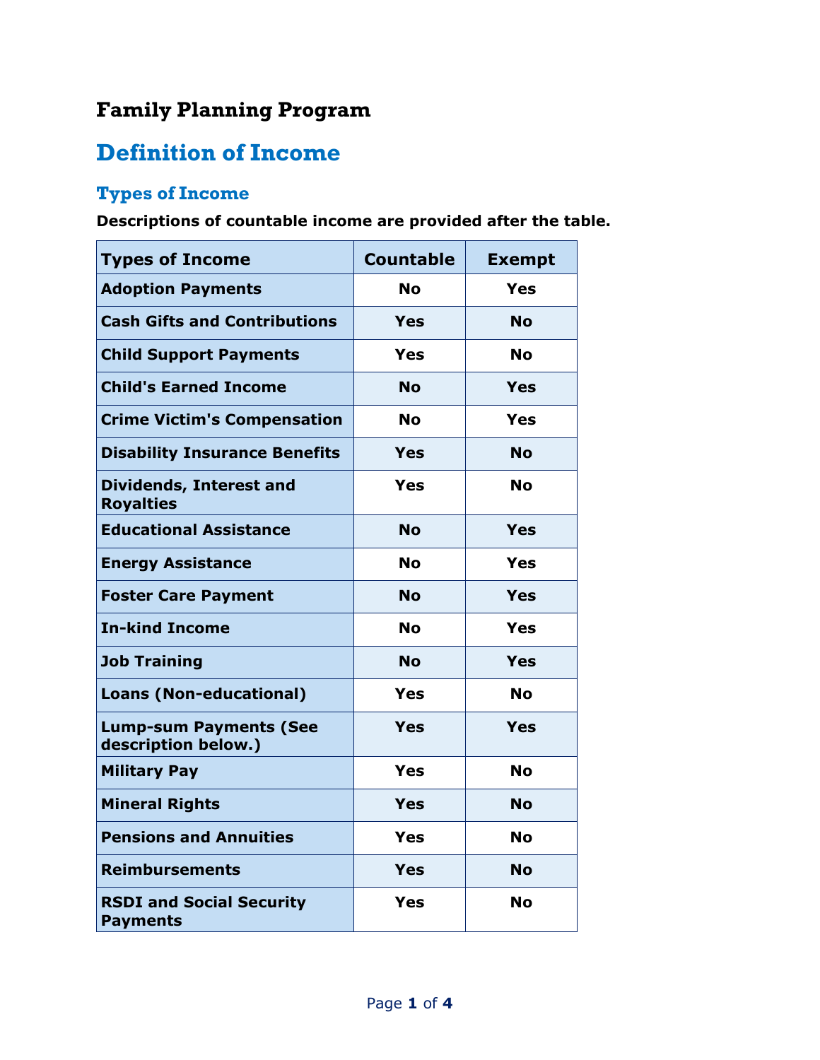# Family Planning Program

## Definition of Income

### Types of Income

**Descriptions of countable income are provided after the table.**

| Types of Income | Countable | Exempt |
|---|---|---|
| **Adoption Payments** | **No** | **Yes** |
| **Cash Gifts and Contributions** | **Yes** | **No** |
| **Child Support Payments** | **Yes** | **No** |
| **Child's Earned Income** | **No** | **Yes** |
| **Crime Victim's Compensation** | **No** | **Yes** |
| **Disability Insurance Benefits** | **Yes** | **No** |
| **Dividends, Interest and Royalties** | **Yes** | **No** |
| **Educational Assistance** | **No** | **Yes** |
| **Energy Assistance** | **No** | **Yes** |
| **Foster Care Payment** | **No** | **Yes** |
| **In-kind Income** | **No** | **Yes** |
| **Job Training** | **No** | **Yes** |
| **Loans (Non-educational)** | **Yes** | **No** |
| **Lump-sum Payments (See description below.)** | **Yes** | **Yes** |
| **Military Pay** | **Yes** | **No** |
| **Mineral Rights** | **Yes** | **No** |
| **Pensions and Annuities** | **Yes** | **No** |
| **Reimbursements** | **Yes** | **No** |
| **RSDI and Social Security Payments** | **Yes** | **No** |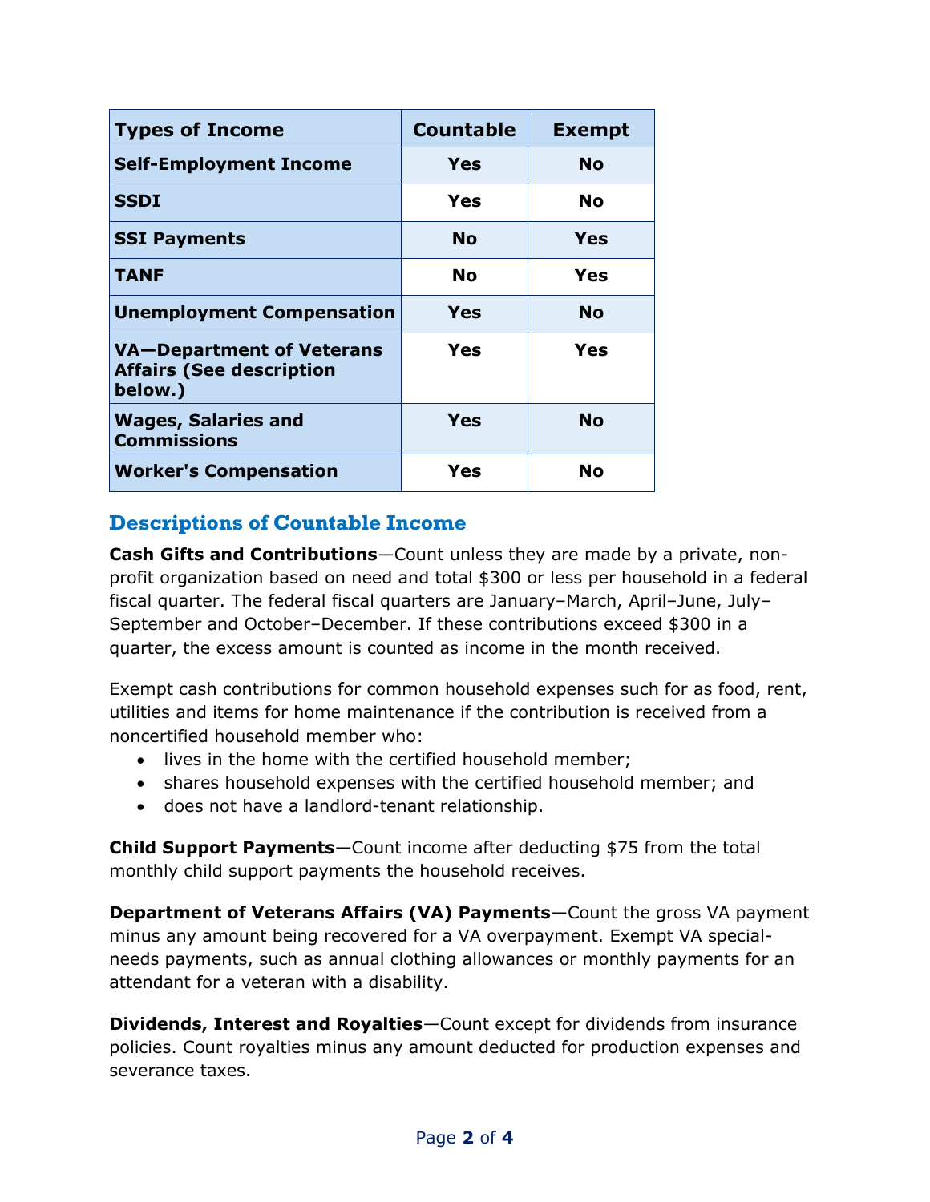| Types of Income | Countable | Exempt |
|---|---|---|
| **Self-Employment Income** | **Yes** | **No** |
| **SSDI** | **Yes** | **No** |
| **SSI Payments** | **No** | **Yes** |
| **TANF** | **No** | **Yes** |
| **Unemployment Compensation** | **Yes** | **No** |
| **VA—Department of Veterans Affairs (See description below.)** | **Yes** | **Yes** |
| **Wages, Salaries and Commissions** | **Yes** | **No** |
| **Worker's Compensation** | **Yes** | **No** |

## Descriptions of Countable Income

**Cash Gifts and Contributions**—Count unless they are made by a private, non-profit organization based on need and total $300 or less per household in a federal fiscal quarter. The federal fiscal quarters are January–March, April–June, July–September and October–December. If these contributions exceed $300 in a quarter, the excess amount is counted as income in the month received.

Exempt cash contributions for common household expenses such for as food, rent, utilities and items for home maintenance if the contribution is received from a noncertified household member who:

- lives in the home with the certified household member;
- shares household expenses with the certified household member; and
- does not have a landlord-tenant relationship.

**Child Support Payments**—Count income after deducting $75 from the total monthly child support payments the household receives.

**Department of Veterans Affairs (VA) Payments**—Count the gross VA payment minus any amount being recovered for a VA overpayment. Exempt VA special-needs payments, such as annual clothing allowances or monthly payments for an attendant for a veteran with a disability.

**Dividends, Interest and Royalties**—Count except for dividends from insurance policies. Count royalties minus any amount deducted for production expenses and severance taxes.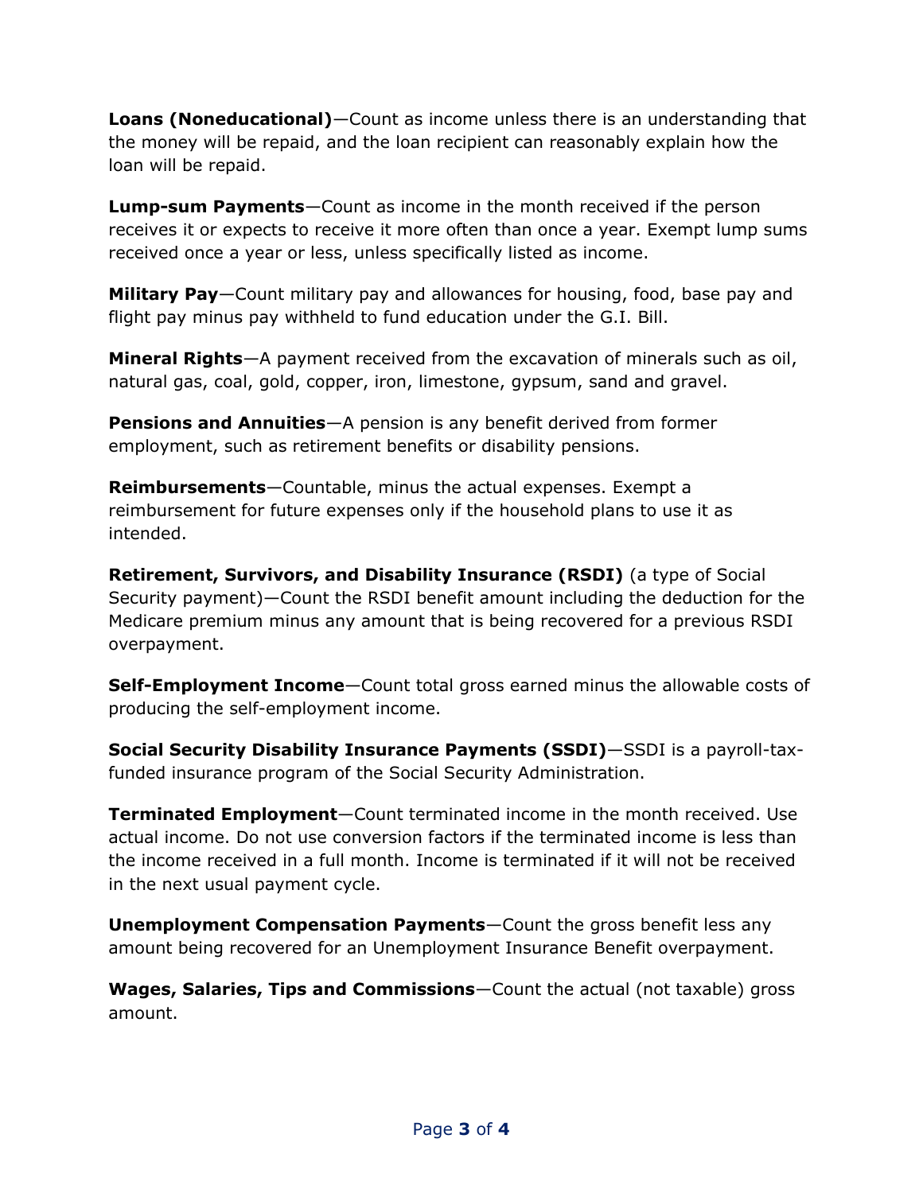**Loans (Noneducational)**—Count as income unless there is an understanding that the money will be repaid, and the loan recipient can reasonably explain how the loan will be repaid.

**Lump-sum Payments**—Count as income in the month received if the person receives it or expects to receive it more often than once a year. Exempt lump sums received once a year or less, unless specifically listed as income.

**Military Pay**—Count military pay and allowances for housing, food, base pay and flight pay minus pay withheld to fund education under the G.I. Bill.

**Mineral Rights**—A payment received from the excavation of minerals such as oil, natural gas, coal, gold, copper, iron, limestone, gypsum, sand and gravel.

**Pensions and Annuities**—A pension is any benefit derived from former employment, such as retirement benefits or disability pensions.

**Reimbursements**—Countable, minus the actual expenses. Exempt a reimbursement for future expenses only if the household plans to use it as intended.

**Retirement, Survivors, and Disability Insurance (RSDI)** (a type of Social Security payment)—Count the RSDI benefit amount including the deduction for the Medicare premium minus any amount that is being recovered for a previous RSDI overpayment.

**Self-Employment Income**—Count total gross earned minus the allowable costs of producing the self-employment income.

**Social Security Disability Insurance Payments (SSDI)**—SSDI is a payroll-tax-funded insurance program of the Social Security Administration.

**Terminated Employment**—Count terminated income in the month received. Use actual income. Do not use conversion factors if the terminated income is less than the income received in a full month. Income is terminated if it will not be received in the next usual payment cycle.

**Unemployment Compensation Payments**—Count the gross benefit less any amount being recovered for an Unemployment Insurance Benefit overpayment.

**Wages, Salaries, Tips and Commissions**—Count the actual (not taxable) gross amount.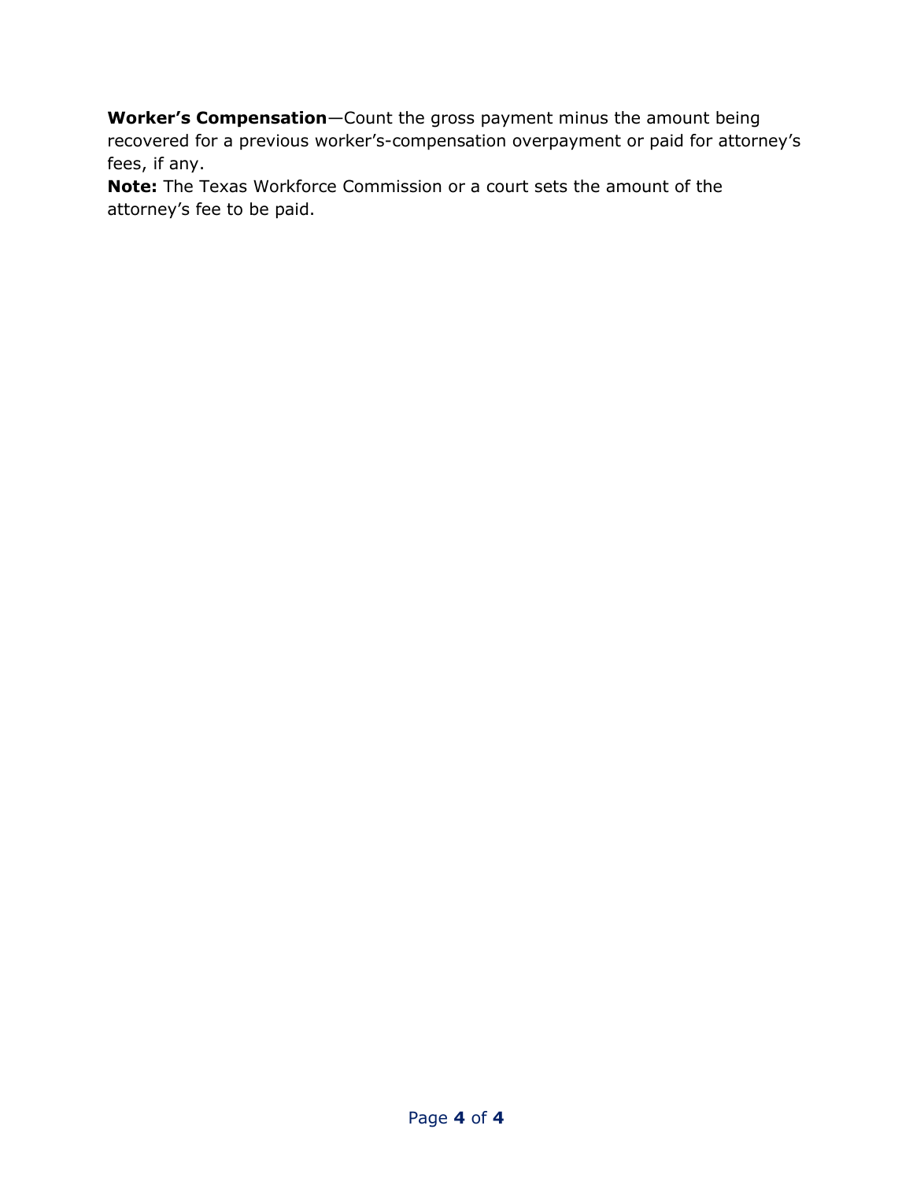**Worker's Compensation**—Count the gross payment minus the amount being recovered for a previous worker's-compensation overpayment or paid for attorney's fees, if any.
**Note:** The Texas Workforce Commission or a court sets the amount of the attorney's fee to be paid.